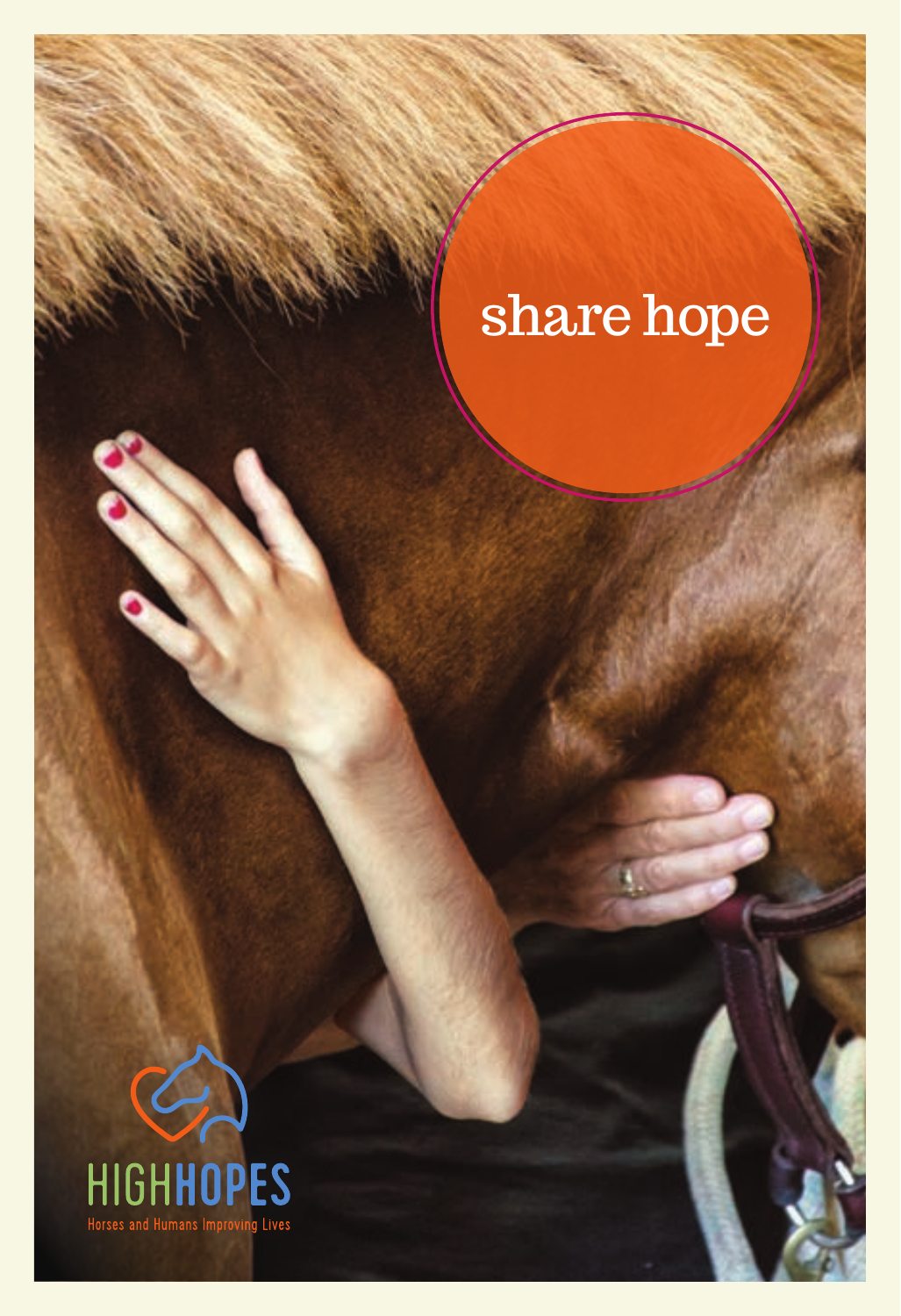# share hope

HIGHHOPES

Horses and Humans Improving Lives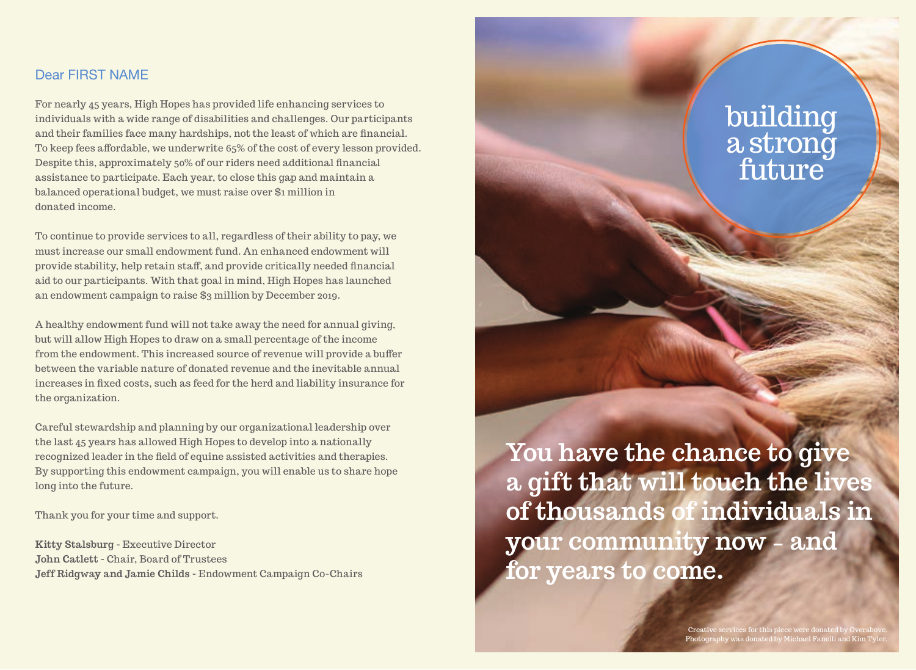Dear FIRST NAME

For nearly 45 years, High Hopes has provided life enhancing services to individuals with a wide range of disabilities and challenges. Our participants and their families face many hardships, not the least of which are financial. To keep fees affordable, we underwrite 65% of the cost of every lesson provided. Despite this, approximately 50% of our riders need additional financial assistance to participate. Each year, to close this gap and maintain a balanced operational budget, we must raise over $1 million in donated income.

To continue to provide services to all, regardless of their ability to pay, we must increase our small endowment fund. An enhanced endowment will provide stability, help retain staff, and provide critically needed financial aid to our participants. With that goal in mind, High Hopes has launched an endowment campaign to raise $3 million by December 2019.

A healthy endowment fund will not take away the need for annual giving, but will allow High Hopes to draw on a small percentage of the income from the endowment. This increased source of revenue will provide a buffer between the variable nature of donated revenue and the inevitable annual increases in fixed costs, such as feed for the herd and liability insurance for the organization.

Careful stewardship and planning by our organizational leadership over the last 45 years has allowed High Hopes to develop into a nationally recognized leader in the field of equine assisted activities and therapies. By supporting this endowment campaign, you will enable us to share hope long into the future.

Thank you for your time and support.

**Kitty Stalsburg** - Executive Director
**John Catlett** - Chair, Board of Trustees
**Jeff Ridgway and Jamie Childs** - Endowment Campaign Co-Chairs

# building a strong future

**You have the chance to give a gift that will touch the lives of thousands of individuals in your community now - and for years to come.**

Creative services for this piece were donated by Overabove.
Photography was donated by Michael Fanelli and Kim Tyler.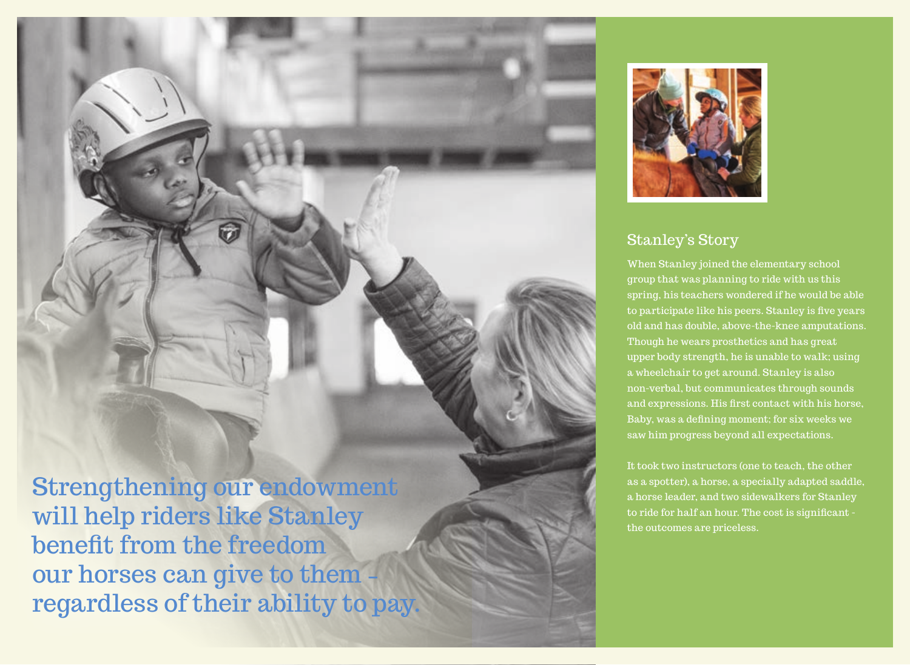Strengthening our endowment will help riders like Stanley benefit from the freedom our horses can give to them - regardless of their ability to pay.

## Stanley's Story

When Stanley joined the elementary school group that was planning to ride with us this spring, his teachers wondered if he would be able to participate like his peers. Stanley is five years old and has double, above-the-knee amputations. Though he wears prosthetics and has great upper body strength, he is unable to walk; using a wheelchair to get around. Stanley is also non-verbal, but communicates through sounds and expressions. His first contact with his horse, Baby, was a defining moment; for six weeks we saw him progress beyond all expectations.

It took two instructors (one to teach, the other as a spotter), a horse, a specially adapted saddle, a horse leader, and two sidewalkers for Stanley to ride for half an hour. The cost is significant - the outcomes are priceless.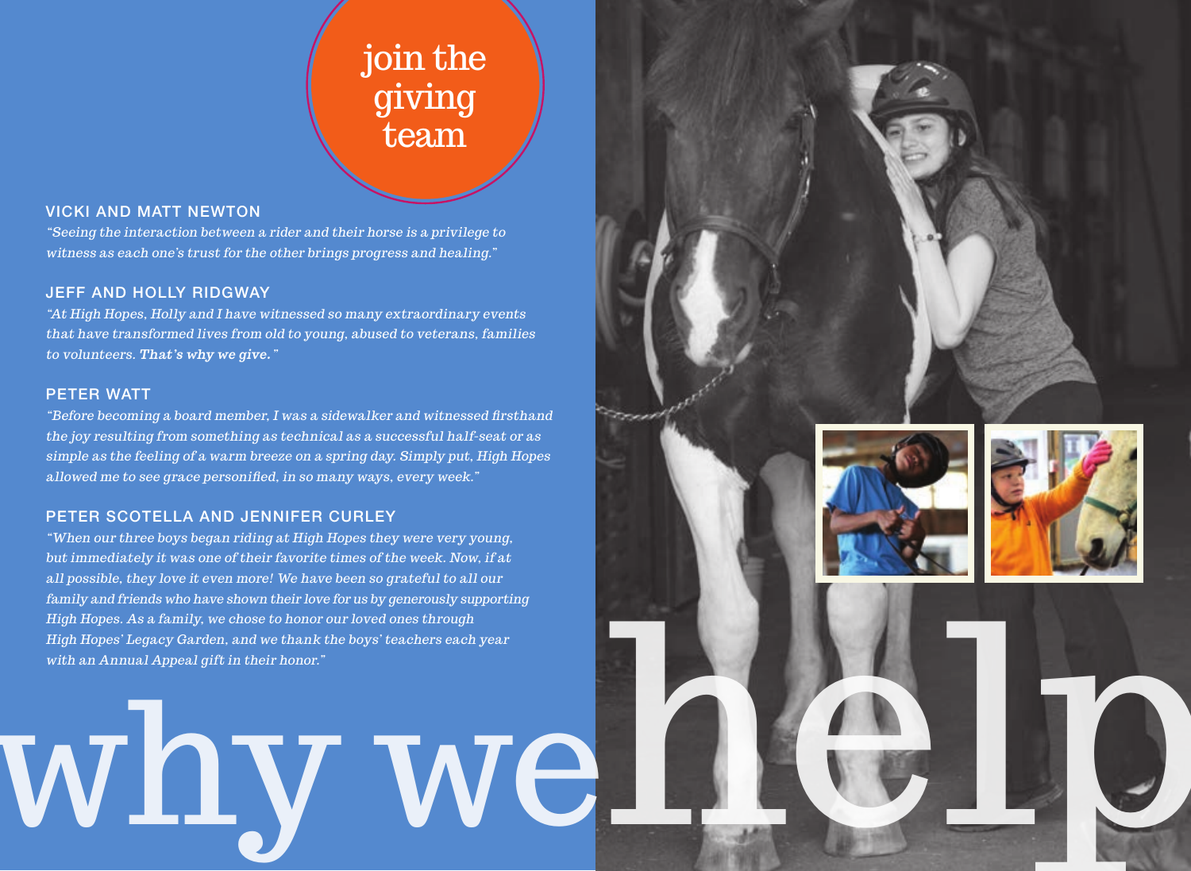## join the giving team

**VICKI AND MATT NEWTON**

*"Seeing the interaction between a rider and their horse is a privilege to witness as each one's trust for the other brings progress and healing."*

**JEFF AND HOLLY RIDGWAY**

*"At High Hopes, Holly and I have witnessed so many extraordinary events that have transformed lives from old to young, abused to veterans, families to volunteers.* ***That's why we give."***

**PETER WATT**

*"Before becoming a board member, I was a sidewalker and witnessed firsthand the joy resulting from something as technical as a successful half-seat or as simple as the feeling of a warm breeze on a spring day. Simply put, High Hopes allowed me to see grace personified, in so many ways, every week."*

**PETER SCOTELLA AND JENNIFER CURLEY**

*"When our three boys began riding at High Hopes they were very young, but immediately it was one of their favorite times of the week. Now, if at all possible, they love it even more! We have been so grateful to all our family and friends who have shown their love for us by generously supporting High Hopes. As a family, we chose to honor our loved ones through High Hopes' Legacy Garden, and we thank the boys' teachers each year with an Annual Appeal gift in their honor."*

# why we help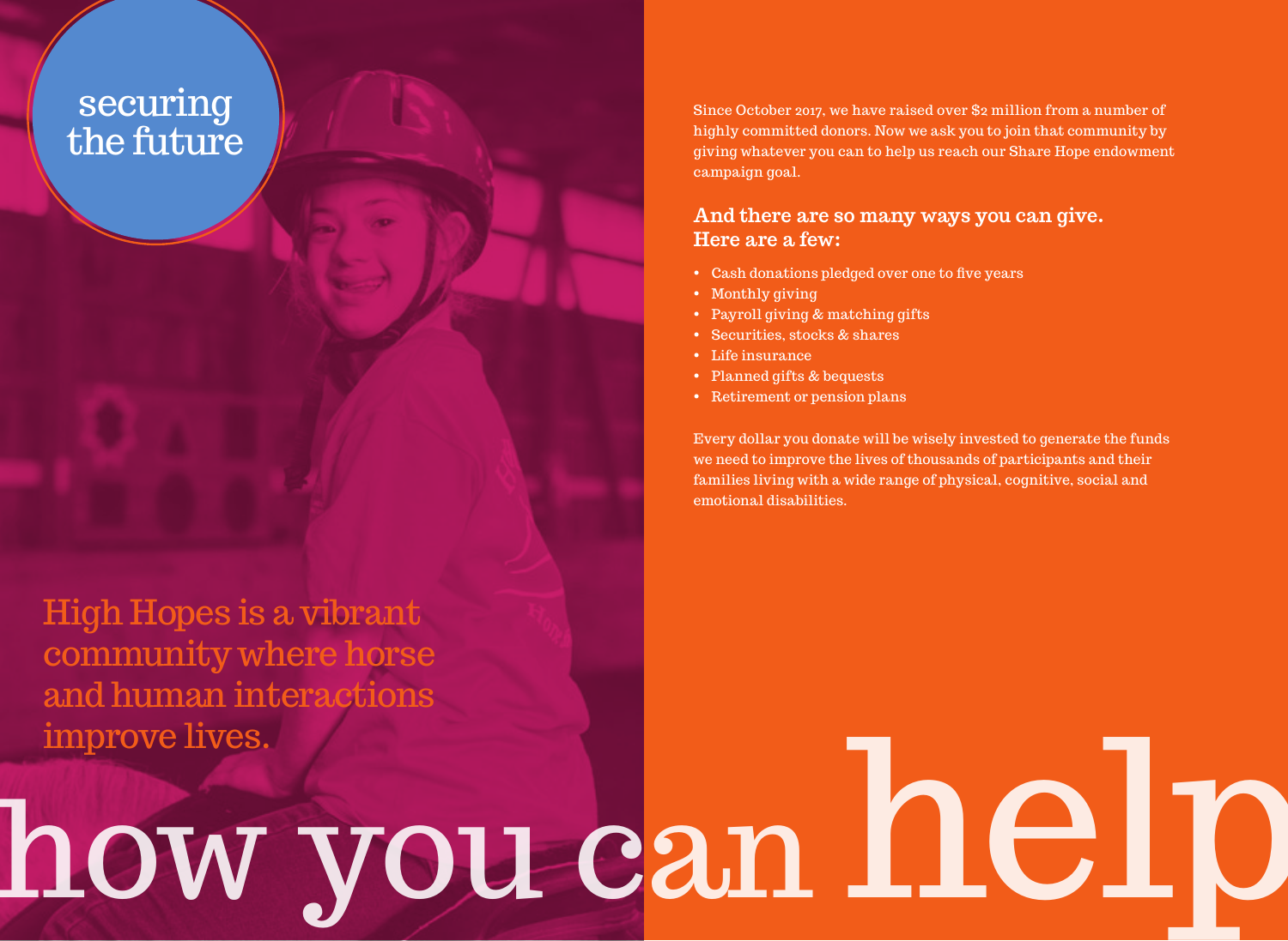# securing the future

High Hopes is a vibrant community where horse and human interactions improve lives.

Since October 2017, we have raised over $2 million from a number of highly committed donors. Now we ask you to join that community by giving whatever you can to help us reach our Share Hope endowment campaign goal.

### And there are so many ways you can give. Here are a few:

- Cash donations pledged over one to five years
- Monthly giving
- Payroll giving & matching gifts
- Securities, stocks & shares
- Life insurance
- Planned gifts & bequests
- Retirement or pension plans

Every dollar you donate will be wisely invested to generate the funds we need to improve the lives of thousands of participants and their families living with a wide range of physical, cognitive, social and emotional disabilities.

# how you can help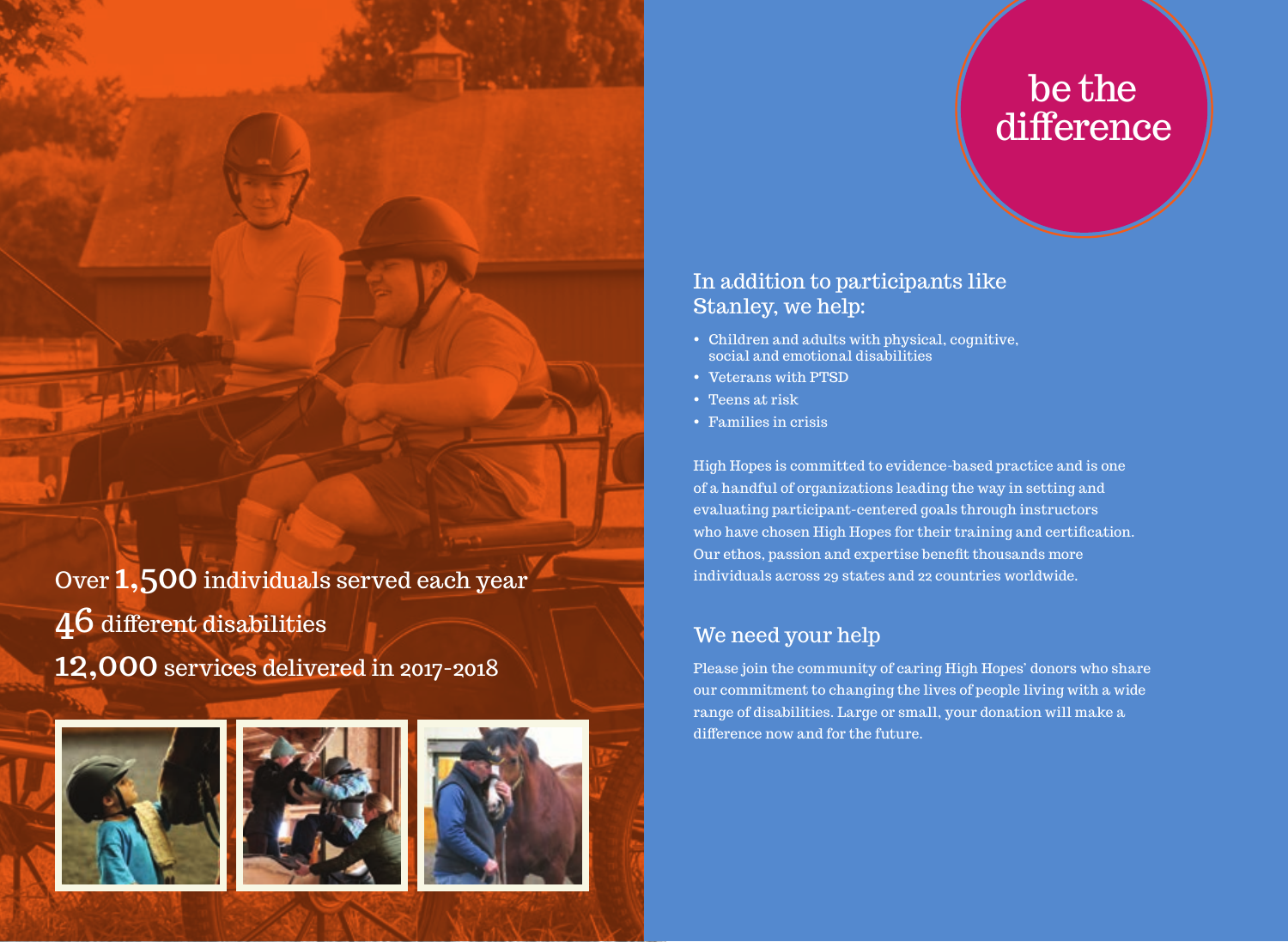Over **1,500** individuals served each year

**46** different disabilities

**12,000** services delivered in 2017-2018

# be the difference

## In addition to participants like Stanley, we help:

- Children and adults with physical, cognitive, social and emotional disabilities
- Veterans with PTSD
- Teens at risk
- Families in crisis

High Hopes is committed to evidence-based practice and is one of a handful of organizations leading the way in setting and evaluating participant-centered goals through instructors who have chosen High Hopes for their training and certification. Our ethos, passion and expertise benefit thousands more individuals across 29 states and 22 countries worldwide.

## We need your help

Please join the community of caring High Hopes' donors who share our commitment to changing the lives of people living with a wide range of disabilities. Large or small, your donation will make a difference now and for the future.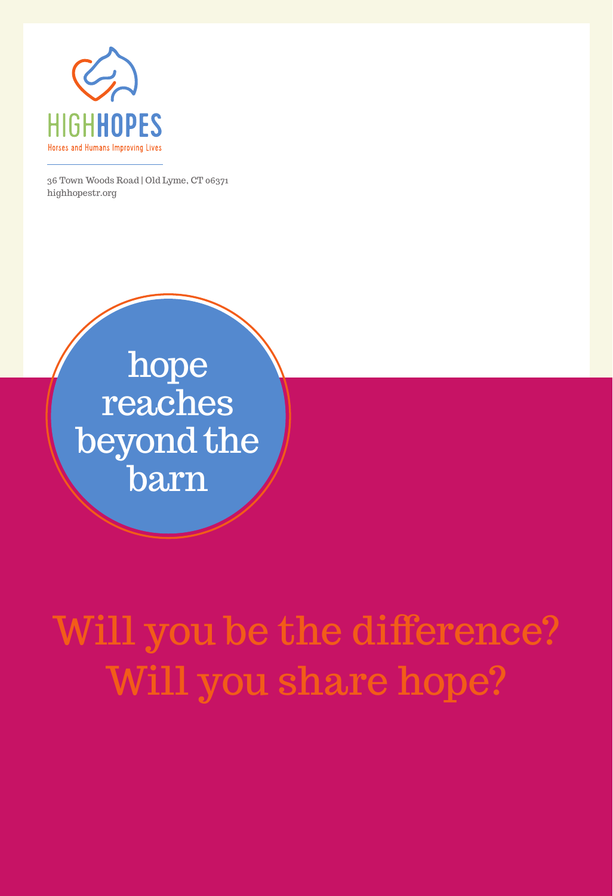HIGHHOPES

Horses and Humans Improving Lives

36 Town Woods Road | Old Lyme, CT 06371
highhopestr.org

hope reaches beyond the barn

Will you be the difference?
Will you share hope?